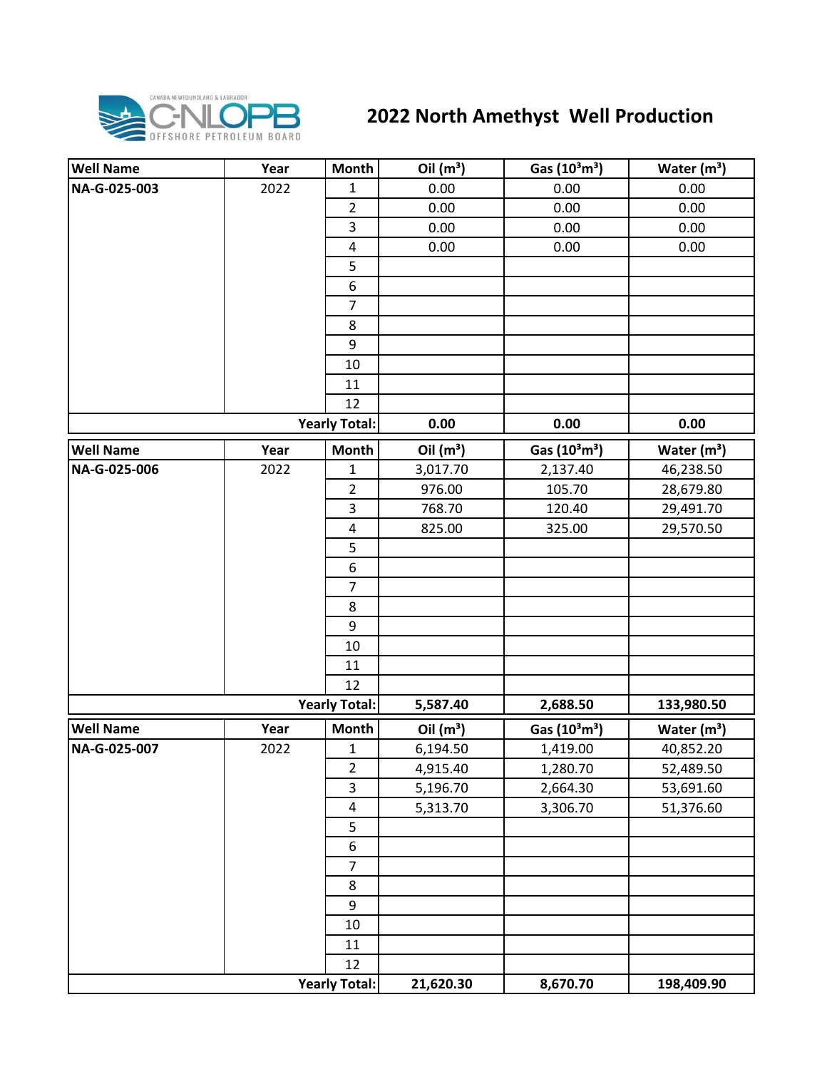# 2022 North Amethyst Well Production

| Well Name | Year | Month | Oil ($m^3$) | Gas ($10^3m^3$) | Water ($m^3$) |
|---|---|---|---|---|---|
| NA-G-025-003 | 2022 | 1 | 0.00 | 0.00 | 0.00 |
| | | 2 | 0.00 | 0.00 | 0.00 |
| | | 3 | 0.00 | 0.00 | 0.00 |
| | | 4 | 0.00 | 0.00 | 0.00 |
| | | 5 | | | |
| | | 6 | | | |
| | | 7 | | | |
| | | 8 | | | |
| | | 9 | | | |
| | | 10 | | | |
| | | 11 | | | |
| | | 12 | | | |
| | | **Yearly Total:** | **0.00** | **0.00** | **0.00** |

| Well Name | Year | Month | Oil ($m^3$) | Gas ($10^3m^3$) | Water ($m^3$) |
|---|---|---|---|---|---|
| NA-G-025-006 | 2022 | 1 | 3,017.70 | 2,137.40 | 46,238.50 |
| | | 2 | 976.00 | 105.70 | 28,679.80 |
| | | 3 | 768.70 | 120.40 | 29,491.70 |
| | | 4 | 825.00 | 325.00 | 29,570.50 |
| | | 5 | | | |
| | | 6 | | | |
| | | 7 | | | |
| | | 8 | | | |
| | | 9 | | | |
| | | 10 | | | |
| | | 11 | | | |
| | | 12 | | | |
| | | **Yearly Total:** | **5,587.40** | **2,688.50** | **133,980.50** |

| Well Name | Year | Month | Oil ($m^3$) | Gas ($10^3m^3$) | Water ($m^3$) |
|---|---|---|---|---|---|
| NA-G-025-007 | 2022 | 1 | 6,194.50 | 1,419.00 | 40,852.20 |
| | | 2 | 4,915.40 | 1,280.70 | 52,489.50 |
| | | 3 | 5,196.70 | 2,664.30 | 53,691.60 |
| | | 4 | 5,313.70 | 3,306.70 | 51,376.60 |
| | | 5 | | | |
| | | 6 | | | |
| | | 7 | | | |
| | | 8 | | | |
| | | 9 | | | |
| | | 10 | | | |
| | | 11 | | | |
| | | 12 | | | |
| | | **Yearly Total:** | **21,620.30** | **8,670.70** | **198,409.90** |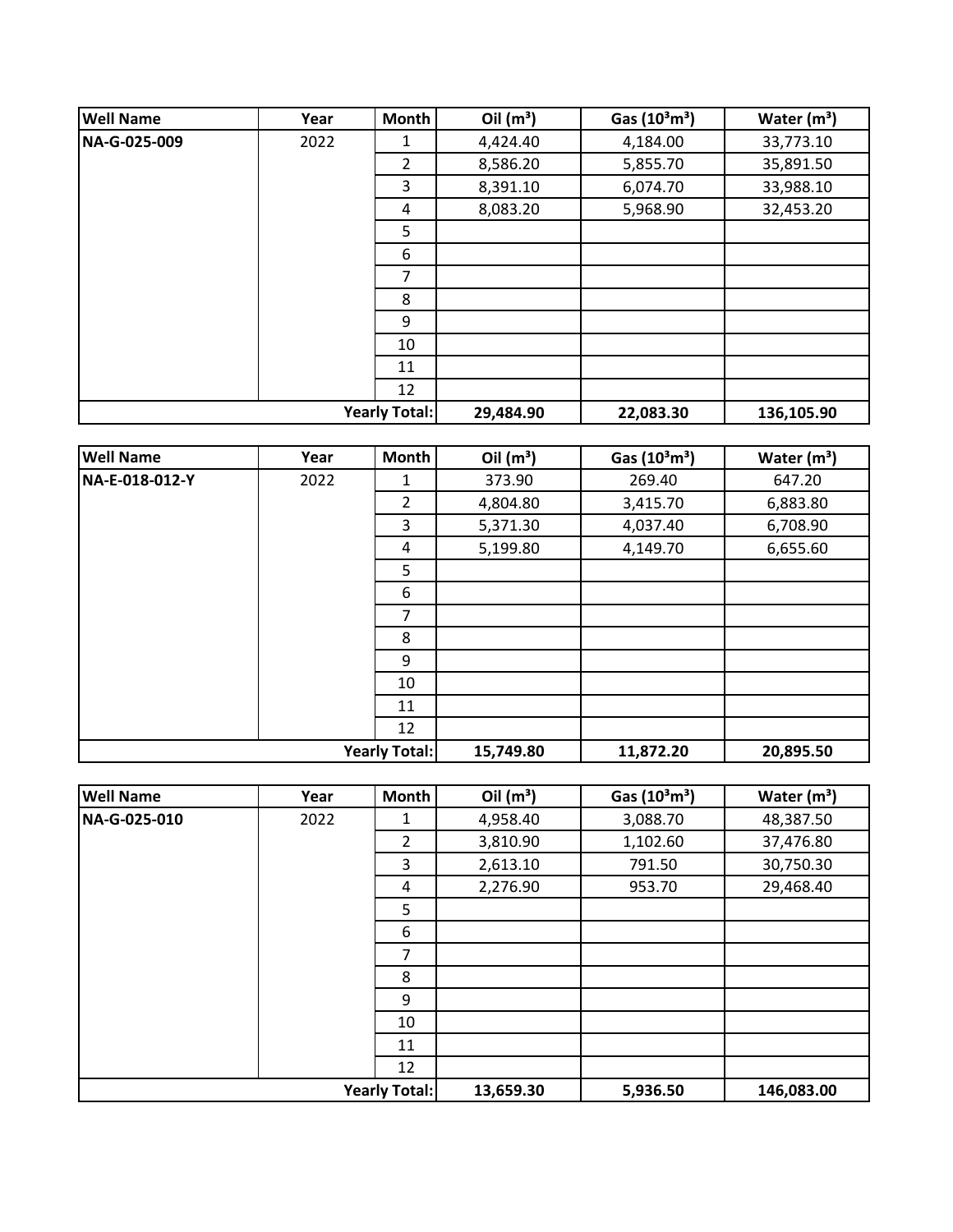| Well Name | Year | Month | Oil ($m^3$) | Gas ($10^3m^3$) | Water ($m^3$) |
|---|---|---|---|---|---|
| **NA-G-025-009** | 2022 | 1 | 4,424.40 | 4,184.00 | 33,773.10 |
| | | 2 | 8,586.20 | 5,855.70 | 35,891.50 |
| | | 3 | 8,391.10 | 6,074.70 | 33,988.10 |
| | | 4 | 8,083.20 | 5,968.90 | 32,453.20 |
| | | 5 | | | |
| | | 6 | | | |
| | | 7 | | | |
| | | 8 | | | |
| | | 9 | | | |
| | | 10 | | | |
| | | 11 | | | |
| | | 12 | | | |
| | | **Yearly Total:** | **29,484.90** | **22,083.30** | **136,105.90** |

| Well Name | Year | Month | Oil ($m^3$) | Gas ($10^3m^3$) | Water ($m^3$) |
|---|---|---|---|---|---|
| **NA-E-018-012-Y** | 2022 | 1 | 373.90 | 269.40 | 647.20 |
| | | 2 | 4,804.80 | 3,415.70 | 6,883.80 |
| | | 3 | 5,371.30 | 4,037.40 | 6,708.90 |
| | | 4 | 5,199.80 | 4,149.70 | 6,655.60 |
| | | 5 | | | |
| | | 6 | | | |
| | | 7 | | | |
| | | 8 | | | |
| | | 9 | | | |
| | | 10 | | | |
| | | 11 | | | |
| | | 12 | | | |
| | | **Yearly Total:** | **15,749.80** | **11,872.20** | **20,895.50** |

| Well Name | Year | Month | Oil ($m^3$) | Gas ($10^3m^3$) | Water ($m^3$) |
|---|---|---|---|---|---|
| **NA-G-025-010** | 2022 | 1 | 4,958.40 | 3,088.70 | 48,387.50 |
| | | 2 | 3,810.90 | 1,102.60 | 37,476.80 |
| | | 3 | 2,613.10 | 791.50 | 30,750.30 |
| | | 4 | 2,276.90 | 953.70 | 29,468.40 |
| | | 5 | | | |
| | | 6 | | | |
| | | 7 | | | |
| | | 8 | | | |
| | | 9 | | | |
| | | 10 | | | |
| | | 11 | | | |
| | | 12 | | | |
| | | **Yearly Total:** | **13,659.30** | **5,936.50** | **146,083.00** |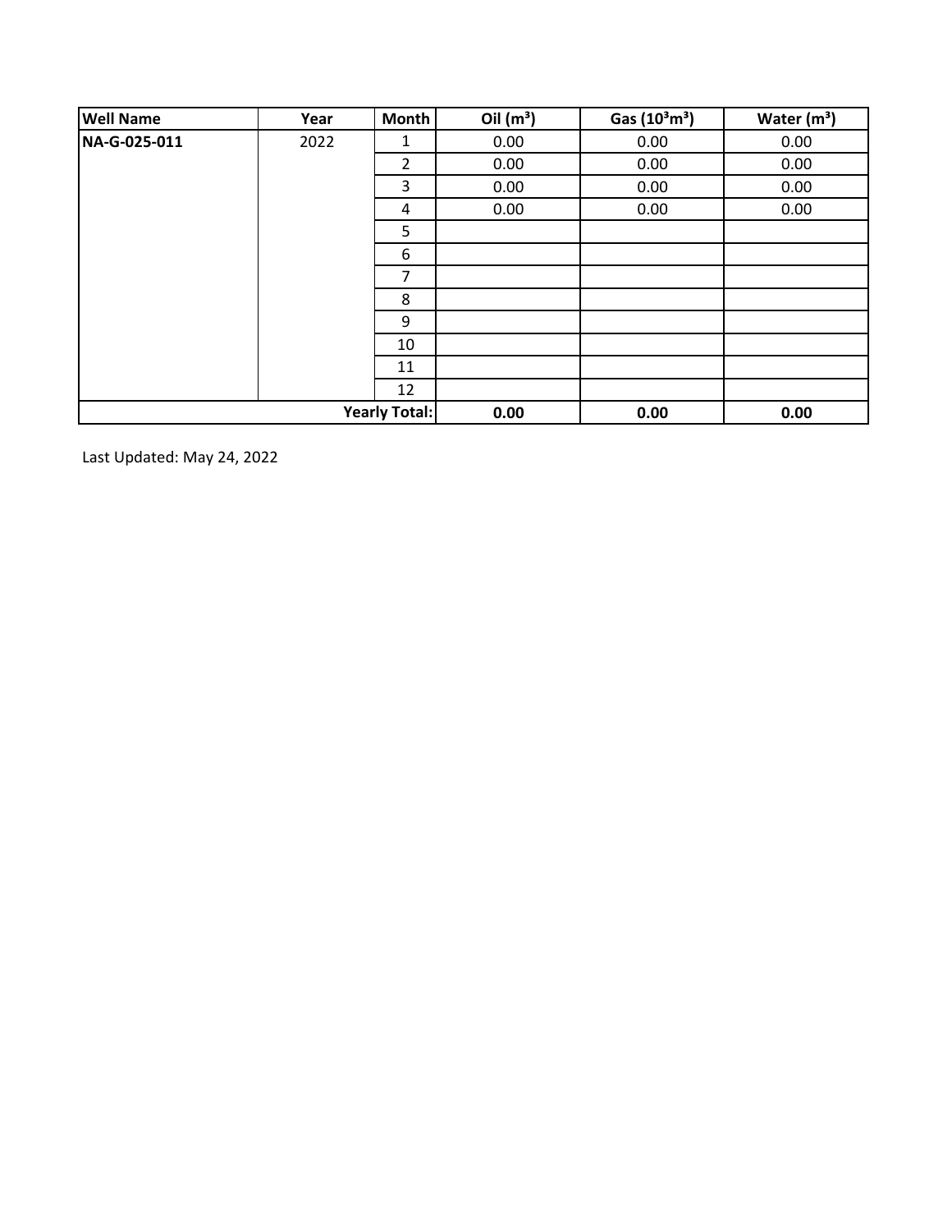| Well Name | Year | Month | Oil ($m^3$) | Gas ($10^3m^3$) | Water ($m^3$) |
|---|---|---|---|---|---|
| **NA-G-025-011** | 2022 | 1 | 0.00 | 0.00 | 0.00 |
| | | 2 | 0.00 | 0.00 | 0.00 |
| | | 3 | 0.00 | 0.00 | 0.00 |
| | | 4 | 0.00 | 0.00 | 0.00 |
| | | 5 | | | |
| | | 6 | | | |
| | | 7 | | | |
| | | 8 | | | |
| | | 9 | | | |
| | | 10 | | | |
| | | 11 | | | |
| | | 12 | | | |
| | | **Yearly Total:** | **0.00** | **0.00** | **0.00** |

Last Updated: May 24, 2022